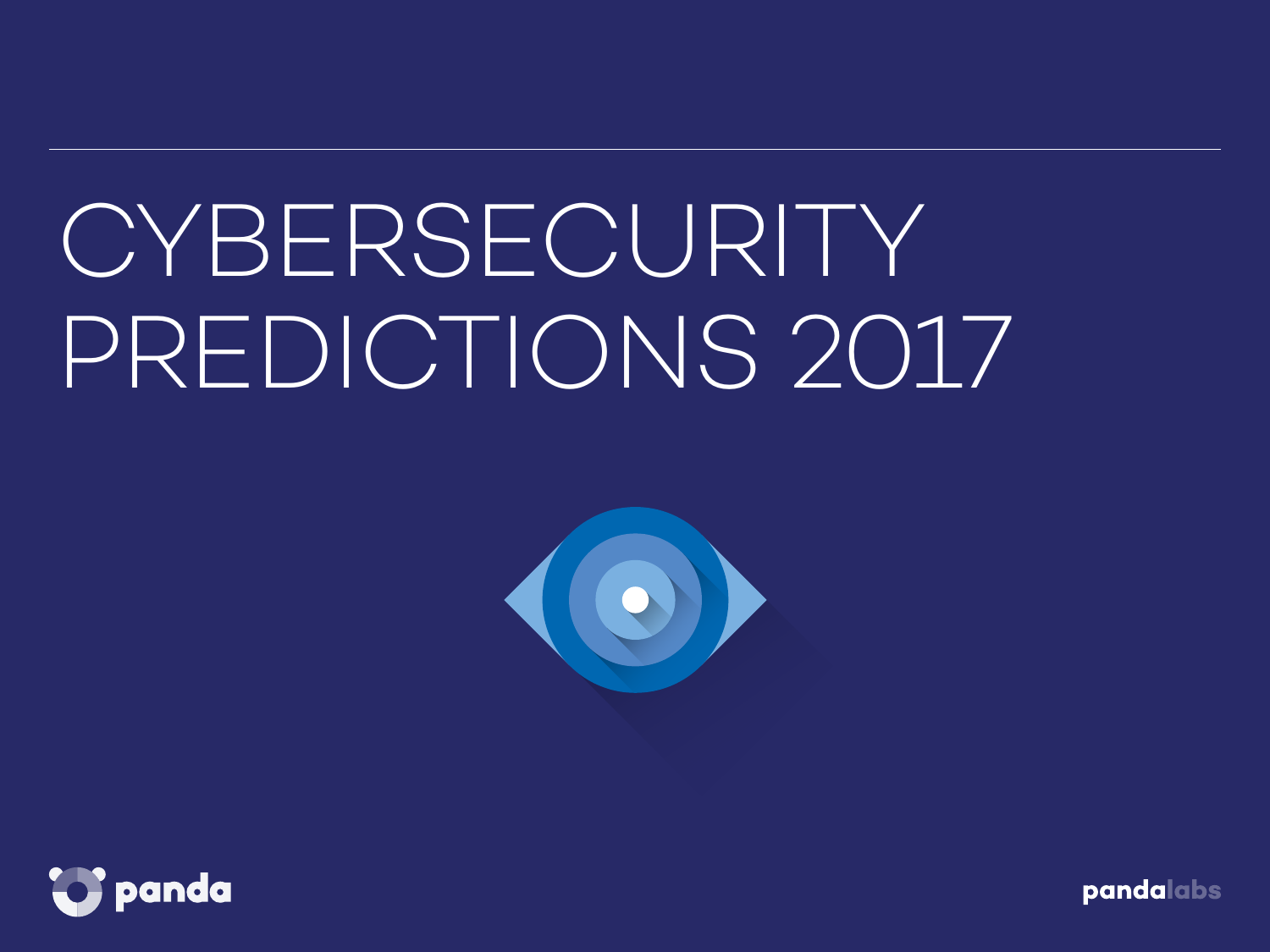# CYBERSECURITY PREDICTIONS 2017

panda

pandalabs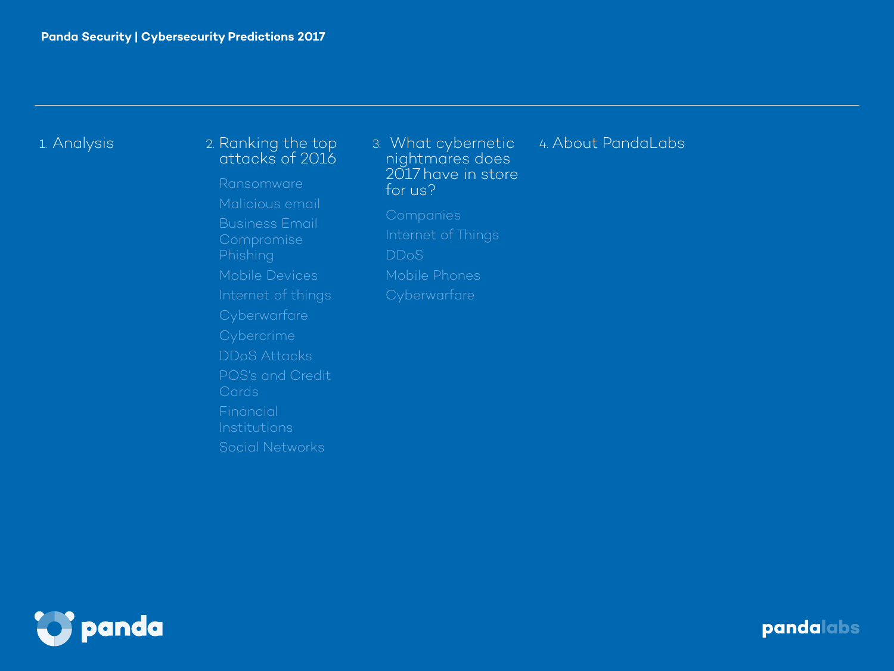1. Analysis

2. Ranking the top attacks of 2016
   - Ransomware
   - Malicious email
   - Business Email Compromise
   - Phishing
   - Mobile Devices
   - Internet of things
   - Cyberwarfare
   - Cybercrime
   - DDoS Attacks
   - POS's and Credit Cards
   - Financial Institutions
   - Social Networks

3. What cybernetic nightmares does 2017 have in store for us?
   - Companies
   - Internet of Things
   - DDoS
   - Mobile Phones
   - Cyberwarfare

4. About PandaLabs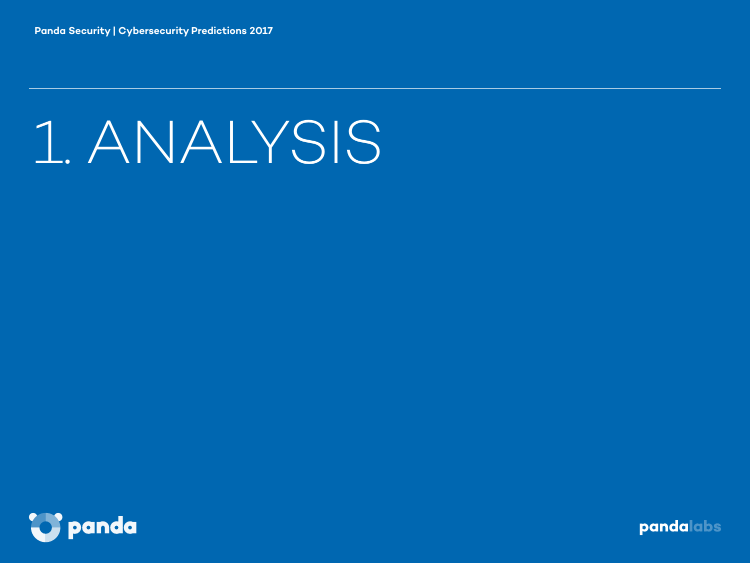# 1. ANALYSIS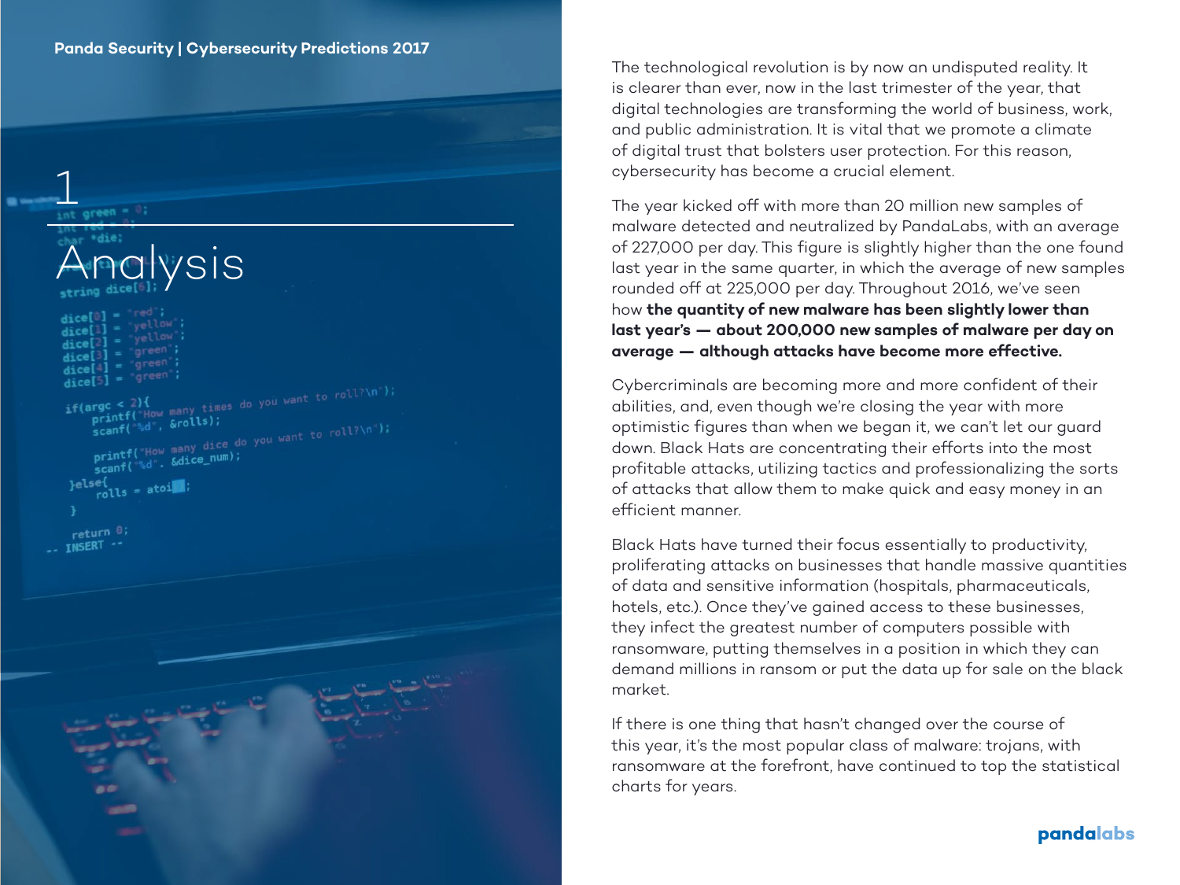# 1 Analysis

The technological revolution is by now an undisputed reality. It is clearer than ever, now in the last trimester of the year, that digital technologies are transforming the world of business, work, and public administration. It is vital that we promote a climate of digital trust that bolsters user protection. For this reason, cybersecurity has become a crucial element.

The year kicked off with more than 20 million new samples of malware detected and neutralized by PandaLabs, with an average of 227,000 per day. This figure is slightly higher than the one found last year in the same quarter, in which the average of new samples rounded off at 225,000 per day. Throughout 2016, we've seen how **the quantity of new malware has been slightly lower than last year's — about 200,000 new samples of malware per day on average — although attacks have become more effective.**

Cybercriminals are becoming more and more confident of their abilities, and, even though we're closing the year with more optimistic figures than when we began it, we can't let our guard down. Black Hats are concentrating their efforts into the most profitable attacks, utilizing tactics and professionalizing the sorts of attacks that allow them to make quick and easy money in an efficient manner.

Black Hats have turned their focus essentially to productivity, proliferating attacks on businesses that handle massive quantities of data and sensitive information (hospitals, pharmaceuticals, hotels, etc.). Once they've gained access to these businesses, they infect the greatest number of computers possible with ransomware, putting themselves in a position in which they can demand millions in ransom or put the data up for sale on the black market.

If there is one thing that hasn't changed over the course of this year, it's the most popular class of malware: trojans, with ransomware at the forefront, have continued to top the statistical charts for years.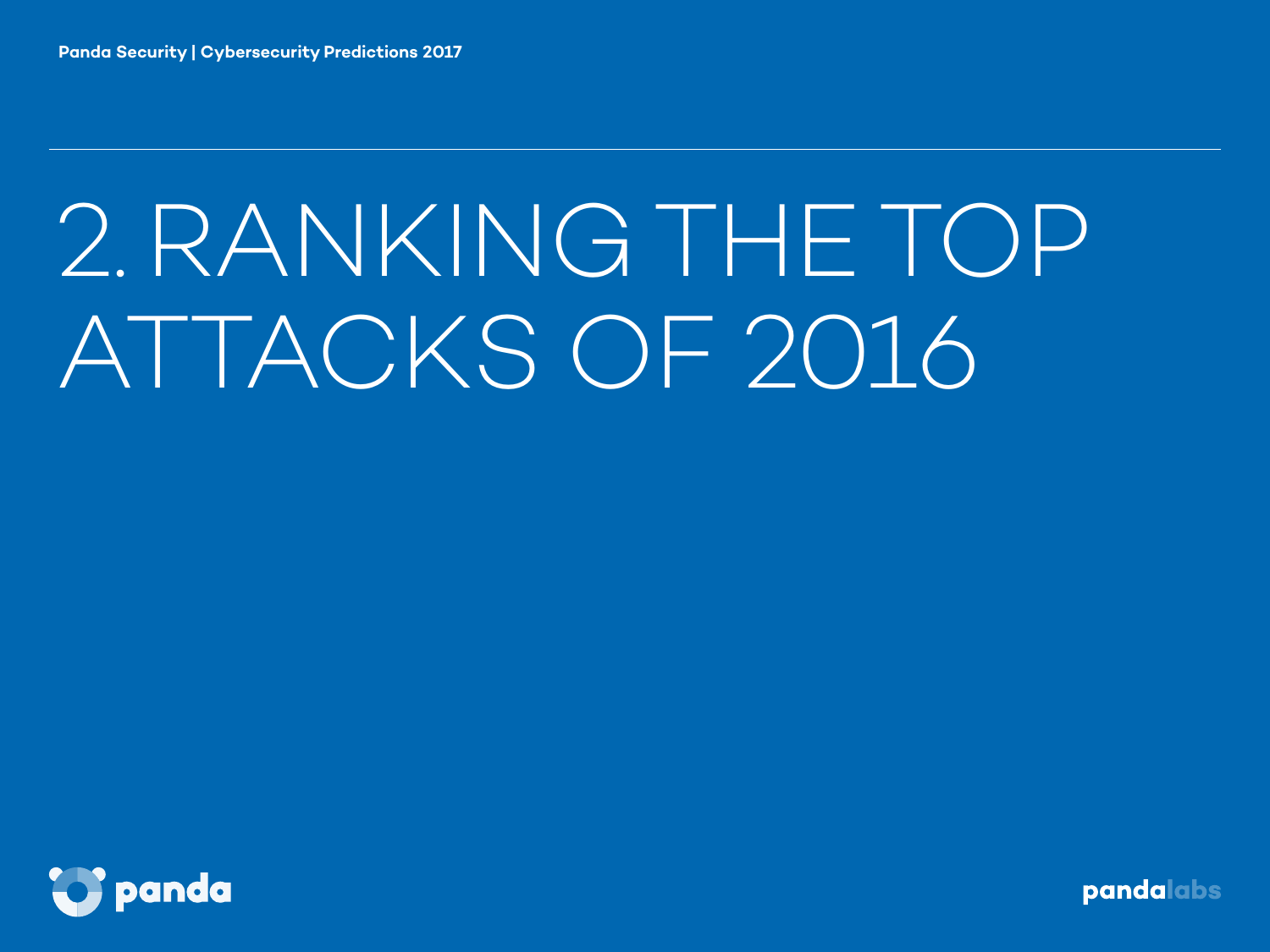# 2. RANKING THE TOP ATTACKS OF 2016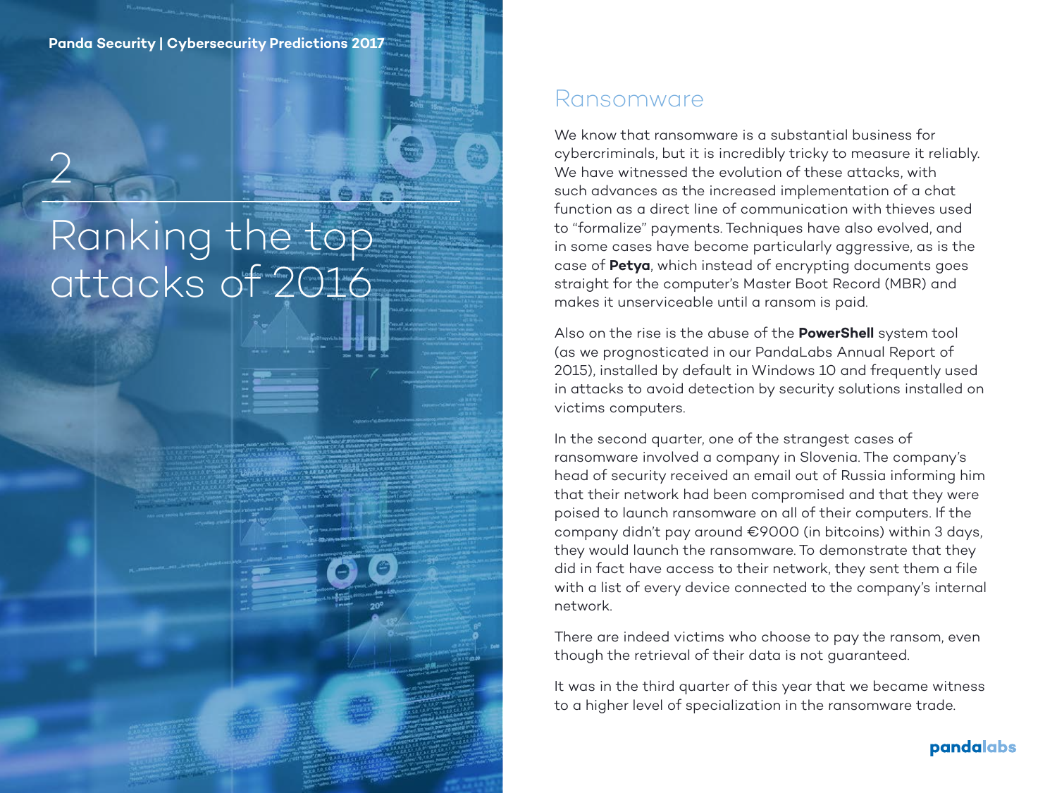# 2

# Ranking the top attacks of 2016

## Ransomware

We know that ransomware is a substantial business for cybercriminals, but it is incredibly tricky to measure it reliably. We have witnessed the evolution of these attacks, with such advances as the increased implementation of a chat function as a direct line of communication with thieves used to "formalize" payments. Techniques have also evolved, and in some cases have become particularly aggressive, as is the case of **Petya**, which instead of encrypting documents goes straight for the computer's Master Boot Record (MBR) and makes it unserviceable until a ransom is paid.

Also on the rise is the abuse of the **PowerShell** system tool (as we prognosticated in our PandaLabs Annual Report of 2015), installed by default in Windows 10 and frequently used in attacks to avoid detection by security solutions installed on victims computers.

In the second quarter, one of the strangest cases of ransomware involved a company in Slovenia. The company's head of security received an email out of Russia informing him that their network had been compromised and that they were poised to launch ransomware on all of their computers. If the company didn't pay around €9000 (in bitcoins) within 3 days, they would launch the ransomware. To demonstrate that they did in fact have access to their network, they sent them a file with a list of every device connected to the company's internal network.

There are indeed victims who choose to pay the ransom, even though the retrieval of their data is not guaranteed.

It was in the third quarter of this year that we became witness to a higher level of specialization in the ransomware trade.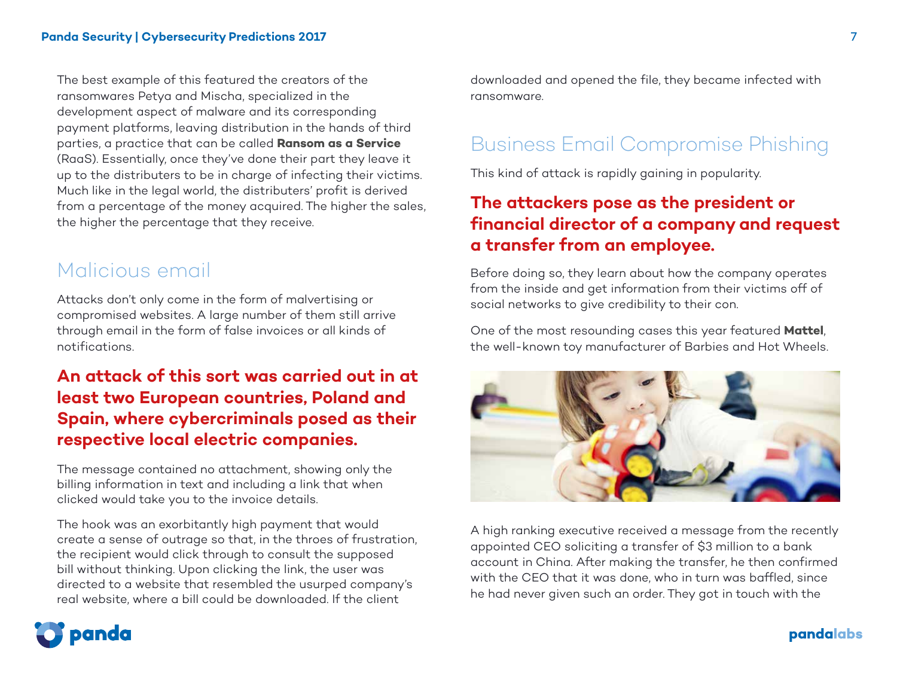The best example of this featured the creators of the ransomwares Petya and Mischa, specialized in the development aspect of malware and its corresponding payment platforms, leaving distribution in the hands of third parties, a practice that can be called **Ransom as a Service** (RaaS). Essentially, once they've done their part they leave it up to the distributers to be in charge of infecting their victims. Much like in the legal world, the distributers' profit is derived from a percentage of the money acquired. The higher the sales, the higher the percentage that they receive.

## Malicious email

Attacks don't only come in the form of malvertising or compromised websites. A large number of them still arrive through email in the form of false invoices or all kinds of notifications.

**An attack of this sort was carried out in at least two European countries, Poland and Spain, where cybercriminals posed as their respective local electric companies.**

The message contained no attachment, showing only the billing information in text and including a link that when clicked would take you to the invoice details.

The hook was an exorbitantly high payment that would create a sense of outrage so that, in the throes of frustration, the recipient would click through to consult the supposed bill without thinking. Upon clicking the link, the user was directed to a website that resembled the usurped company's real website, where a bill could be downloaded. If the client downloaded and opened the file, they became infected with ransomware.

## Business Email Compromise Phishing

This kind of attack is rapidly gaining in popularity.

**The attackers pose as the president or financial director of a company and request a transfer from an employee.**

Before doing so, they learn about how the company operates from the inside and get information from their victims off of social networks to give credibility to their con.

One of the most resounding cases this year featured **Mattel**, the well-known toy manufacturer of Barbies and Hot Wheels.

A high ranking executive received a message from the recently appointed CEO soliciting a transfer of $3 million to a bank account in China. After making the transfer, he then confirmed with the CEO that it was done, who in turn was baffled, since he had never given such an order. They got in touch with the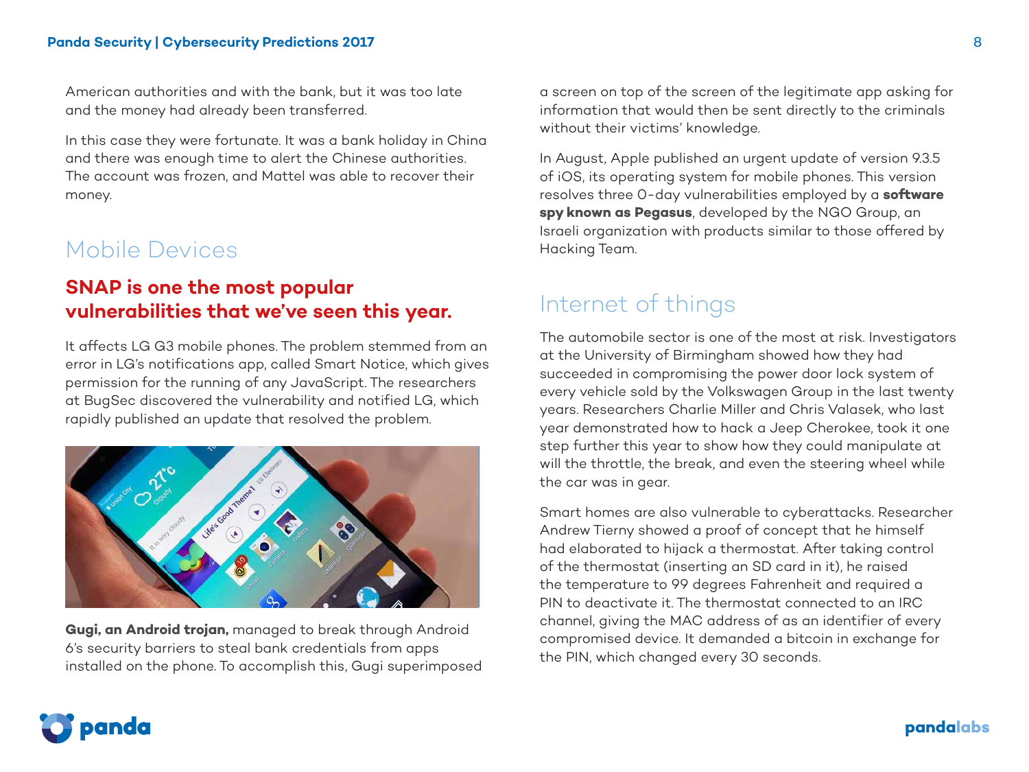American authorities and with the bank, but it was too late and the money had already been transferred.

In this case they were fortunate. It was a bank holiday in China and there was enough time to alert the Chinese authorities. The account was frozen, and Mattel was able to recover their money.

## Mobile Devices

### SNAP is one the most popular vulnerabilities that we've seen this year.

It affects LG G3 mobile phones. The problem stemmed from an error in LG's notifications app, called Smart Notice, which gives permission for the running of any JavaScript. The researchers at BugSec discovered the vulnerability and notified LG, which rapidly published an update that resolved the problem.

**Gugi, an Android trojan,** managed to break through Android 6's security barriers to steal bank credentials from apps installed on the phone. To accomplish this, Gugi superimposed a screen on top of the screen of the legitimate app asking for information that would then be sent directly to the criminals without their victims' knowledge.

In August, Apple published an urgent update of version 9.3.5 of iOS, its operating system for mobile phones. This version resolves three 0-day vulnerabilities employed by a **software spy known as Pegasus**, developed by the NGO Group, an Israeli organization with products similar to those offered by Hacking Team.

## Internet of things

The automobile sector is one of the most at risk. Investigators at the University of Birmingham showed how they had succeeded in compromising the power door lock system of every vehicle sold by the Volkswagen Group in the last twenty years. Researchers Charlie Miller and Chris Valasek, who last year demonstrated how to hack a Jeep Cherokee, took it one step further this year to show how they could manipulate at will the throttle, the break, and even the steering wheel while the car was in gear.

Smart homes are also vulnerable to cyberattacks. Researcher Andrew Tierny showed a proof of concept that he himself had elaborated to hijack a thermostat. After taking control of the thermostat (inserting an SD card in it), he raised the temperature to 99 degrees Fahrenheit and required a PIN to deactivate it. The thermostat connected to an IRC channel, giving the MAC address of as an identifier of every compromised device. It demanded a bitcoin in exchange for the PIN, which changed every 30 seconds.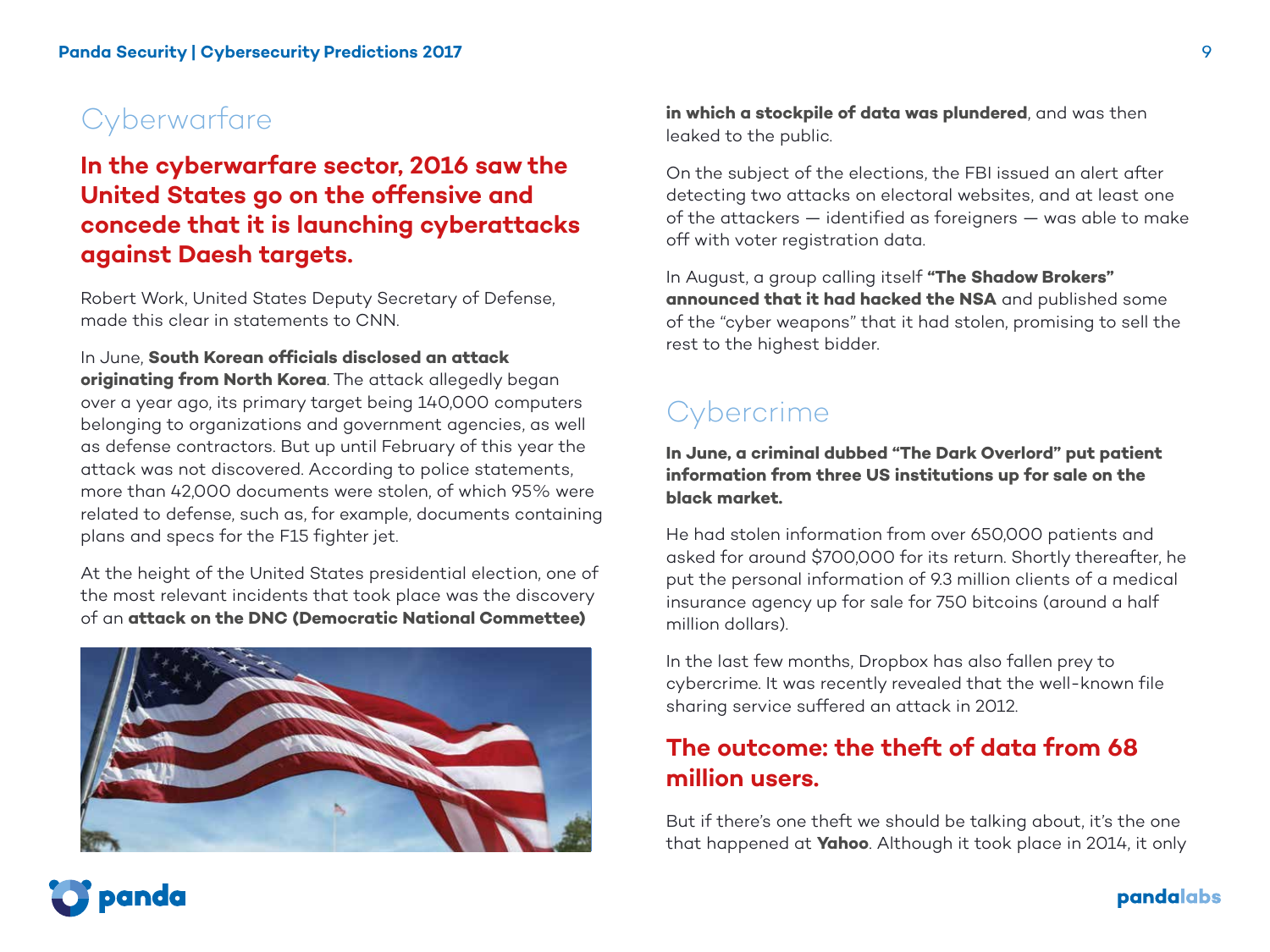## Cyberwarfare

**In the cyberwarfare sector, 2016 saw the United States go on the offensive and concede that it is launching cyberattacks against Daesh targets.**

Robert Work, United States Deputy Secretary of Defense, made this clear in statements to CNN.

In June, **South Korean officials disclosed an attack originating from North Korea**. The attack allegedly began over a year ago, its primary target being 140,000 computers belonging to organizations and government agencies, as well as defense contractors. But up until February of this year the attack was not discovered. According to police statements, more than 42,000 documents were stolen, of which 95% were related to defense, such as, for example, documents containing plans and specs for the F15 fighter jet.

At the height of the United States presidential election, one of the most relevant incidents that took place was the discovery of an **attack on the DNC (Democratic National Commettee) in which a stockpile of data was plundered**, and was then leaked to the public.

On the subject of the elections, the FBI issued an alert after detecting two attacks on electoral websites, and at least one of the attackers — identified as foreigners — was able to make off with voter registration data.

In August, a group calling itself **"The Shadow Brokers" announced that it had hacked the NSA** and published some of the "cyber weapons" that it had stolen, promising to sell the rest to the highest bidder.

## Cybercrime

**In June, a criminal dubbed "The Dark Overlord" put patient information from three US institutions up for sale on the black market.**

He had stolen information from over 650,000 patients and asked for around $700,000 for its return. Shortly thereafter, he put the personal information of 9.3 million clients of a medical insurance agency up for sale for 750 bitcoins (around a half million dollars).

In the last few months, Dropbox has also fallen prey to cybercrime. It was recently revealed that the well-known file sharing service suffered an attack in 2012.

**The outcome: the theft of data from 68 million users.**

But if there's one theft we should be talking about, it's the one that happened at **Yahoo**. Although it took place in 2014, it only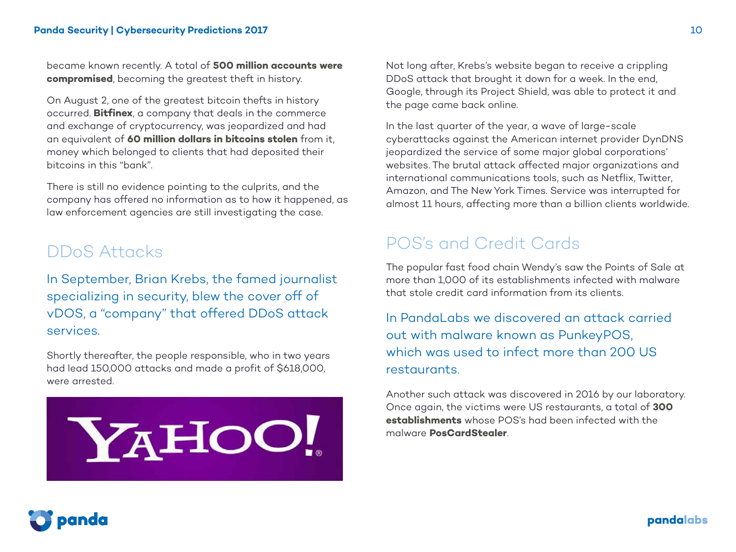became known recently. A total of **500 million accounts were compromised**, becoming the greatest theft in history.

On August 2, one of the greatest bitcoin thefts in history occurred. **Bitfinex**, a company that deals in the commerce and exchange of cryptocurrency, was jeopardized and had an equivalent of **60 million dollars in bitcoins stolen** from it, money which belonged to clients that had deposited their bitcoins in this "bank".

There is still no evidence pointing to the culprits, and the company has offered no information as to how it happened, as law enforcement agencies are still investigating the case.

## DDoS Attacks

In September, Brian Krebs, the famed journalist specializing in security, blew the cover off of vDOS, a "company" that offered DDoS attack services.

Shortly thereafter, the people responsible, who in two years had lead 150,000 attacks and made a profit of $618,000, were arrested.

Not long after, Krebs's website began to receive a crippling DDoS attack that brought it down for a week. In the end, Google, through its Project Shield, was able to protect it and the page came back online.

In the last quarter of the year, a wave of large-scale cyberattacks against the American internet provider DynDNS jeopardized the service of some major global corporations' websites. The brutal attack affected major organizations and international communications tools, such as Netflix, Twitter, Amazon, and The New York Times. Service was interrupted for almost 11 hours, affecting more than a billion clients worldwide.

## POS's and Credit Cards

The popular fast food chain Wendy's saw the Points of Sale at more than 1,000 of its establishments infected with malware that stole credit card information from its clients.

In PandaLabs we discovered an attack carried out with malware known as PunkeyPOS, which was used to infect more than 200 US restaurants.

Another such attack was discovered in 2016 by our laboratory. Once again, the victims were US restaurants, a total of **300 establishments** whose POS's had been infected with the malware **PosCardStealer**.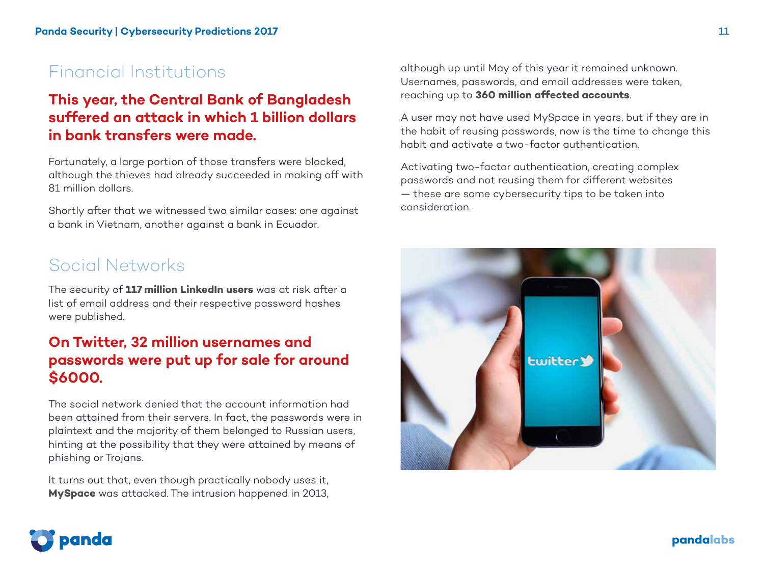## Financial Institutions

**This year, the Central Bank of Bangladesh suffered an attack in which 1 billion dollars in bank transfers were made.**

Fortunately, a large portion of those transfers were blocked, although the thieves had already succeeded in making off with 81 million dollars.

Shortly after that we witnessed two similar cases: one against a bank in Vietnam, another against a bank in Ecuador.

## Social Networks

The security of **117 million LinkedIn users** was at risk after a list of email address and their respective password hashes were published.

**On Twitter, 32 million usernames and passwords were put up for sale for around $6000.**

The social network denied that the account information had been attained from their servers. In fact, the passwords were in plaintext and the majority of them belonged to Russian users, hinting at the possibility that they were attained by means of phishing or Trojans.

It turns out that, even though practically nobody uses it, **MySpace** was attacked. The intrusion happened in 2013, although up until May of this year it remained unknown. Usernames, passwords, and email addresses were taken, reaching up to **360 million affected accounts**.

A user may not have used MySpace in years, but if they are in the habit of reusing passwords, now is the time to change this habit and activate a two-factor authentication.

Activating two-factor authentication, creating complex passwords and not reusing them for different websites — these are some cybersecurity tips to be taken into consideration.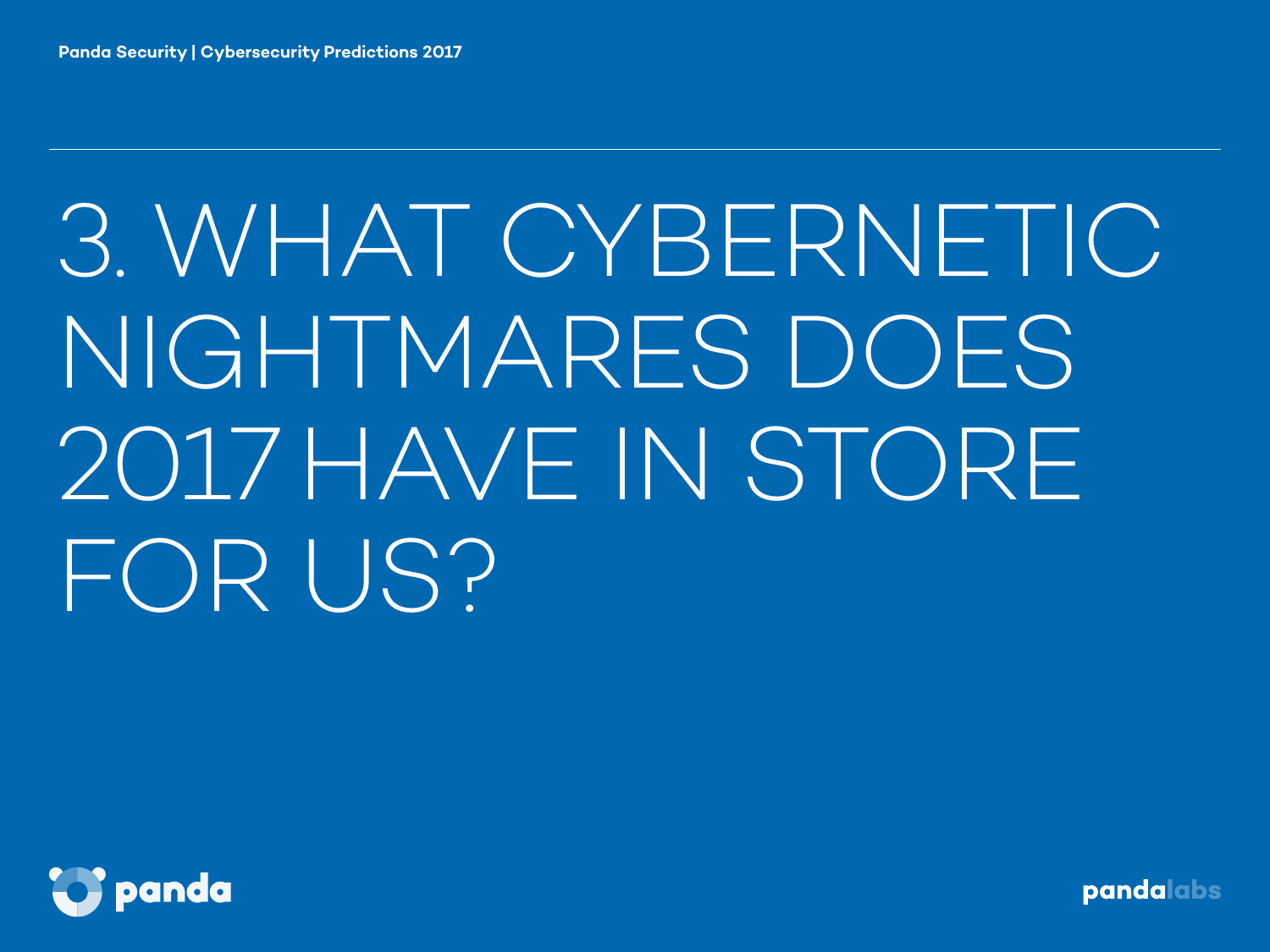# 3. WHAT CYBERNETIC NIGHTMARES DOES 2017 HAVE IN STORE FOR US?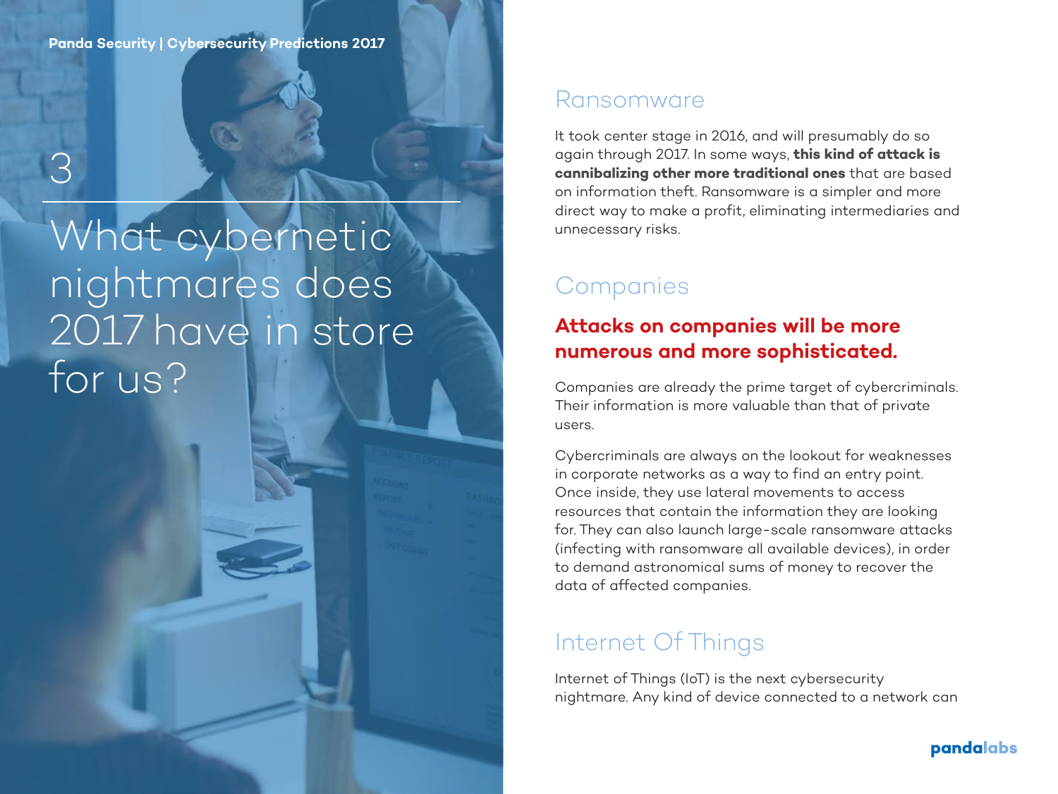# 3

# What cybernetic nightmares does 2017 have in store for us?

## Ransomware

It took center stage in 2016, and will presumably do so again through 2017. In some ways, **this kind of attack is cannibalizing other more traditional ones** that are based on information theft. Ransomware is a simpler and more direct way to make a profit, eliminating intermediaries and unnecessary risks.

## Companies

**Attacks on companies will be more numerous and more sophisticated.**

Companies are already the prime target of cybercriminals. Their information is more valuable than that of private users.

Cybercriminals are always on the lookout for weaknesses in corporate networks as a way to find an entry point. Once inside, they use lateral movements to access resources that contain the information they are looking for. They can also launch large-scale ransomware attacks (infecting with ransomware all available devices), in order to demand astronomical sums of money to recover the data of affected companies.

## Internet Of Things

Internet of Things (IoT) is the next cybersecurity nightmare. Any kind of device connected to a network can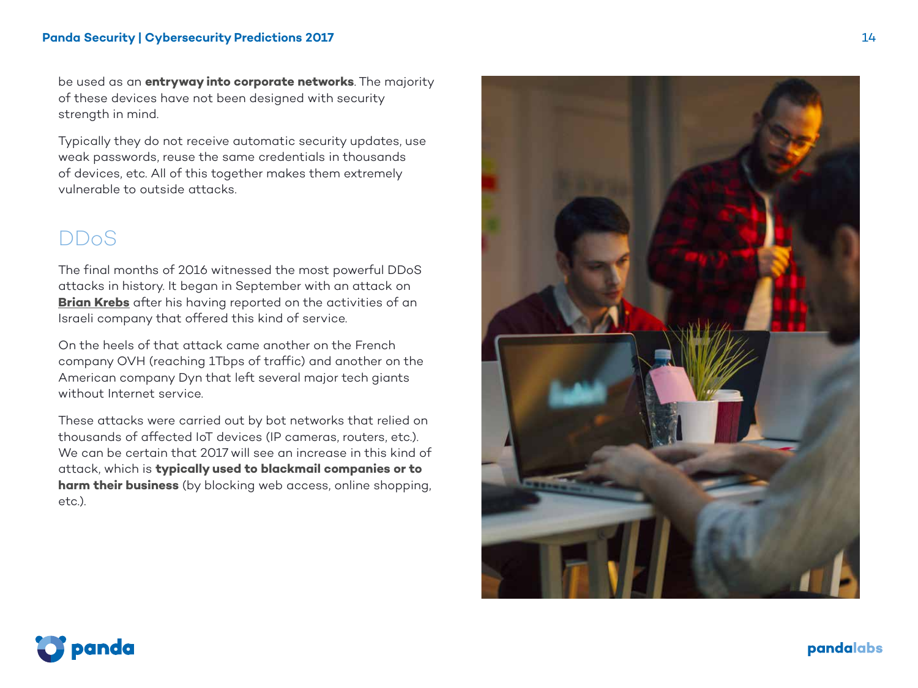be used as an **entryway into corporate networks**. The majority of these devices have not been designed with security strength in mind.

Typically they do not receive automatic security updates, use weak passwords, reuse the same credentials in thousands of devices, etc. All of this together makes them extremely vulnerable to outside attacks.

## DDoS

The final months of 2016 witnessed the most powerful DDoS attacks in history. It began in September with an attack on **Brian Krebs** after his having reported on the activities of an Israeli company that offered this kind of service.

On the heels of that attack came another on the French company OVH (reaching 1Tbps of traffic) and another on the American company Dyn that left several major tech giants without Internet service.

These attacks were carried out by bot networks that relied on thousands of affected IoT devices (IP cameras, routers, etc.). We can be certain that 2017 will see an increase in this kind of attack, which is **typically used to blackmail companies or to harm their business** (by blocking web access, online shopping, etc.).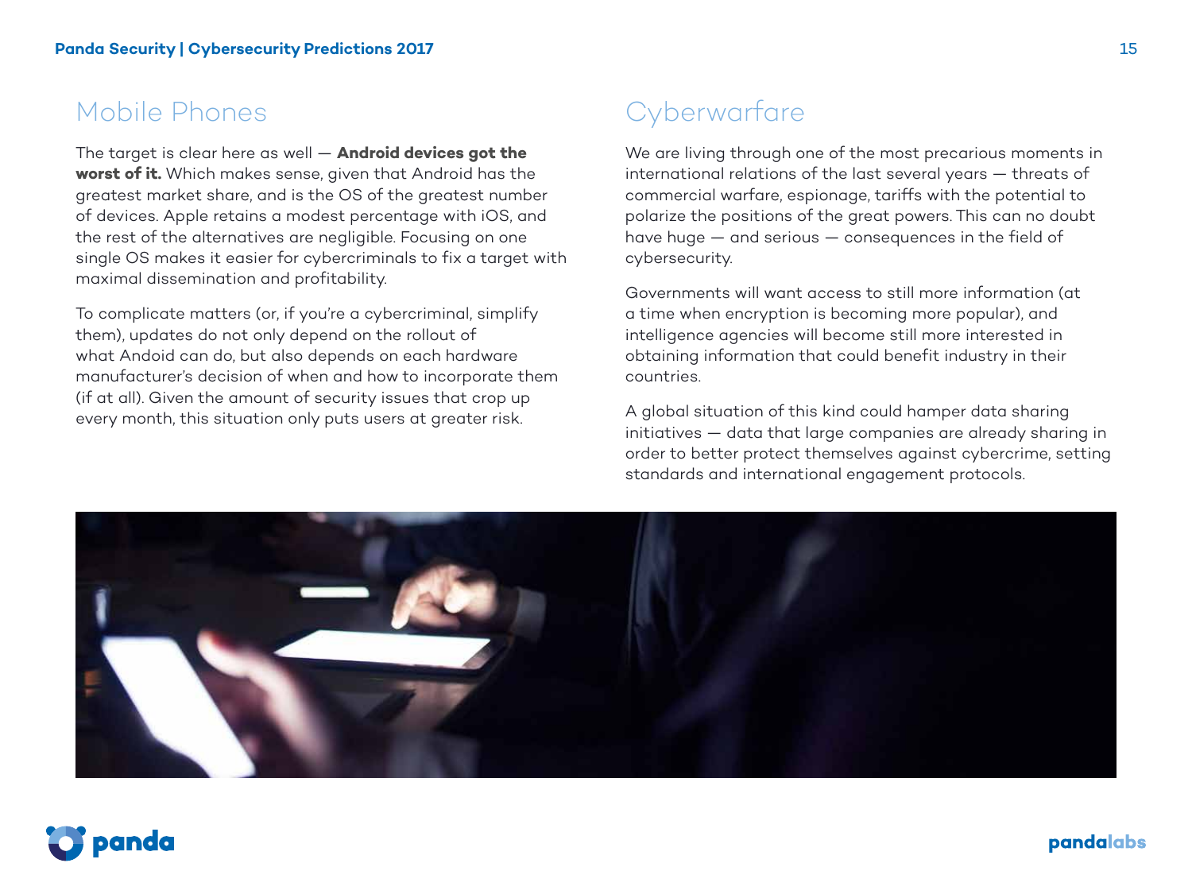## Mobile Phones

The target is clear here as well — **Android devices got the worst of it.** Which makes sense, given that Android has the greatest market share, and is the OS of the greatest number of devices. Apple retains a modest percentage with iOS, and the rest of the alternatives are negligible. Focusing on one single OS makes it easier for cybercriminals to fix a target with maximal dissemination and profitability.

To complicate matters (or, if you're a cybercriminal, simplify them), updates do not only depend on the rollout of what Andoid can do, but also depends on each hardware manufacturer's decision of when and how to incorporate them (if at all). Given the amount of security issues that crop up every month, this situation only puts users at greater risk.

## Cyberwarfare

We are living through one of the most precarious moments in international relations of the last several years — threats of commercial warfare, espionage, tariffs with the potential to polarize the positions of the great powers. This can no doubt have huge — and serious — consequences in the field of cybersecurity.

Governments will want access to still more information (at a time when encryption is becoming more popular), and intelligence agencies will become still more interested in obtaining information that could benefit industry in their countries.

A global situation of this kind could hamper data sharing initiatives — data that large companies are already sharing in order to better protect themselves against cybercrime, setting standards and international engagement protocols.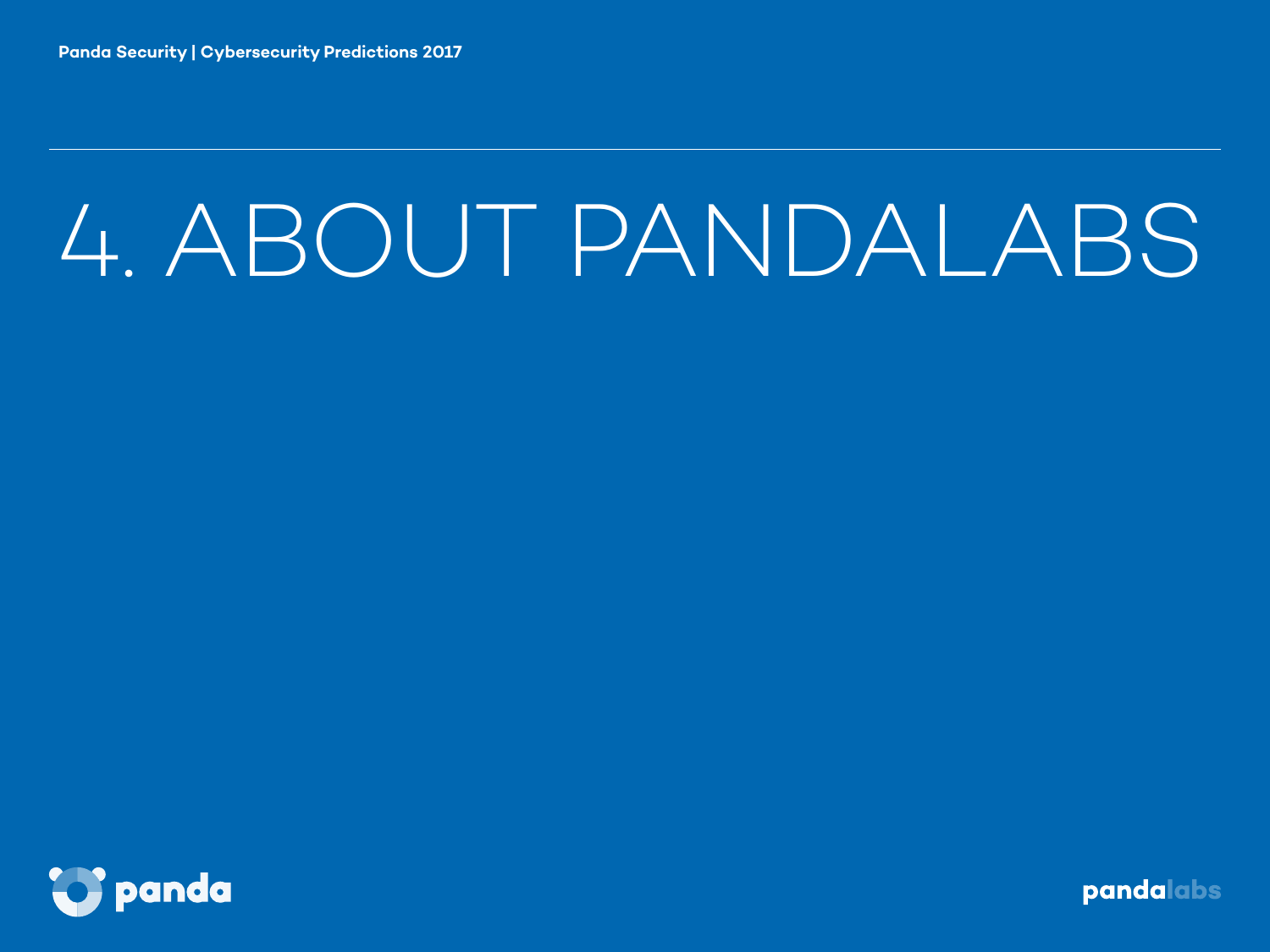# 4. ABOUT PANDALABS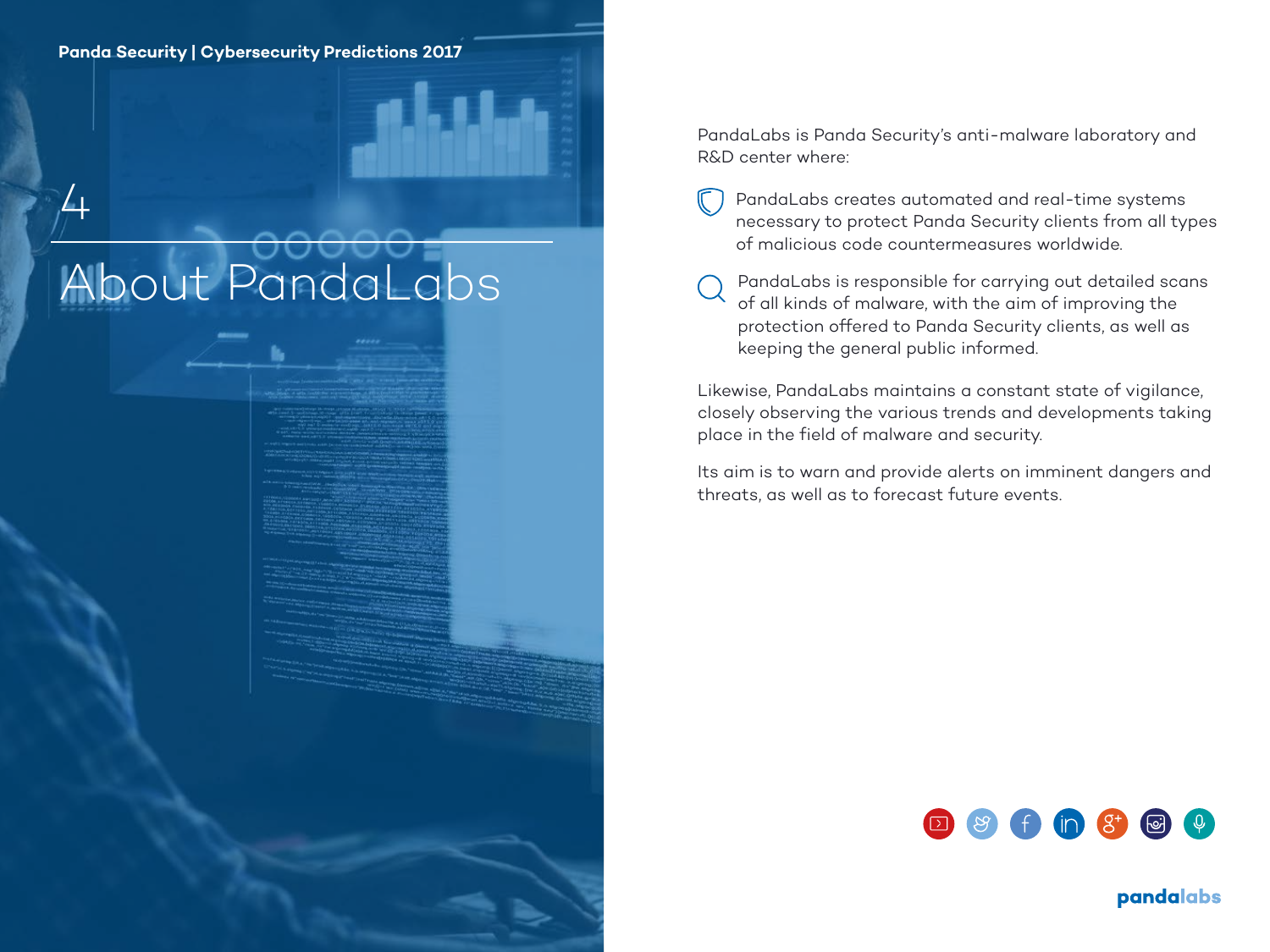# 4 About PandaLabs

PandaLabs is Panda Security's anti-malware laboratory and R&D center where:

- PandaLabs creates automated and real-time systems necessary to protect Panda Security clients from all types of malicious code countermeasures worldwide.
- PandaLabs is responsible for carrying out detailed scans of all kinds of malware, with the aim of improving the protection offered to Panda Security clients, as well as keeping the general public informed.

Likewise, PandaLabs maintains a constant state of vigilance, closely observing the various trends and developments taking place in the field of malware and security.

Its aim is to warn and provide alerts on imminent dangers and threats, as well as to forecast future events.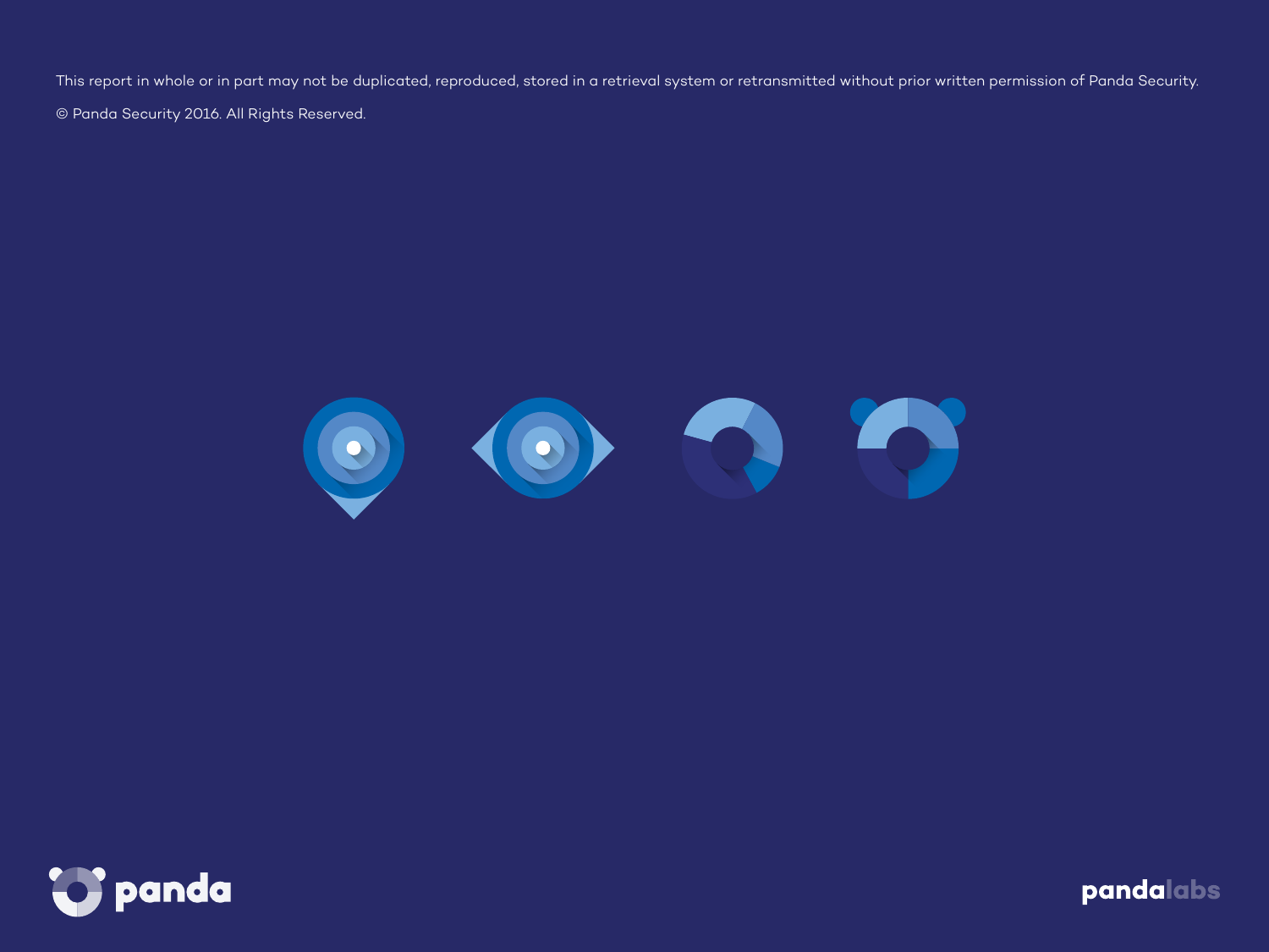This report in whole or in part may not be duplicated, reproduced, stored in a retrieval system or retransmitted without prior written permission of Panda Security.

© Panda Security 2016. All Rights Reserved.

panda

pandalabs